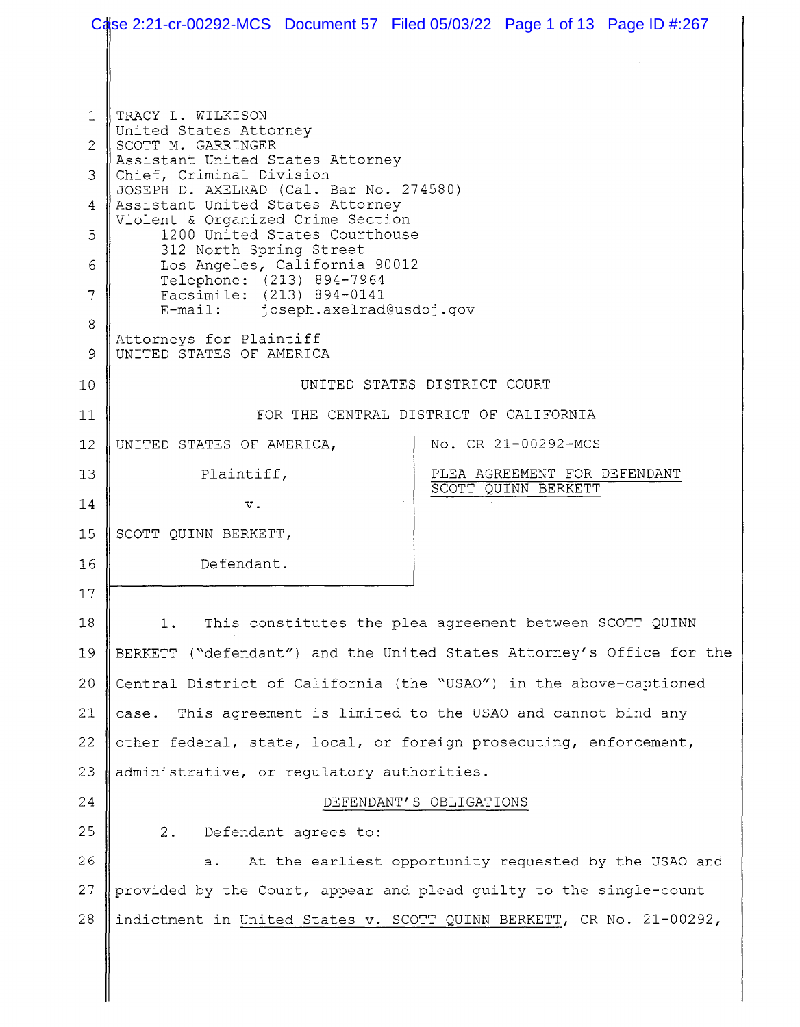TRACY L. WILKISON
United States Attorney
SCOTT M. GARRINGER
Assistant United States Attorney
Chief, Criminal Division
JOSEPH D. AXELRAD (Cal. Bar No. 274580)
Assistant United States Attorney
Violent & Organized Crime Section
1200 United States Courthouse
312 North Spring Street
Los Angeles, California 90012
Telephone: (213) 894-7964
Facsimile: (213) 894-0141
E-mail: joseph.axelrad@usdoj.gov

Attorneys for Plaintiff
UNITED STATES OF AMERICA

UNITED STATES DISTRICT COURT

FOR THE CENTRAL DISTRICT OF CALIFORNIA

UNITED STATES OF AMERICA,

Plaintiff,

v.

SCOTT QUINN BERKETT,

Defendant.

No. CR 21-00292-MCS

PLEA AGREEMENT FOR DEFENDANT SCOTT QUINN BERKETT

1. This constitutes the plea agreement between SCOTT QUINN BERKETT ("defendant") and the United States Attorney's Office for the Central District of California (the "USAO") in the above-captioned case. This agreement is limited to the USAO and cannot bind any other federal, state, local, or foreign prosecuting, enforcement, administrative, or regulatory authorities.

DEFENDANT'S OBLIGATIONS

2. Defendant agrees to:

a. At the earliest opportunity requested by the USAO and provided by the Court, appear and plead guilty to the single-count indictment in United States v. SCOTT QUINN BERKETT, CR No. 21-00292,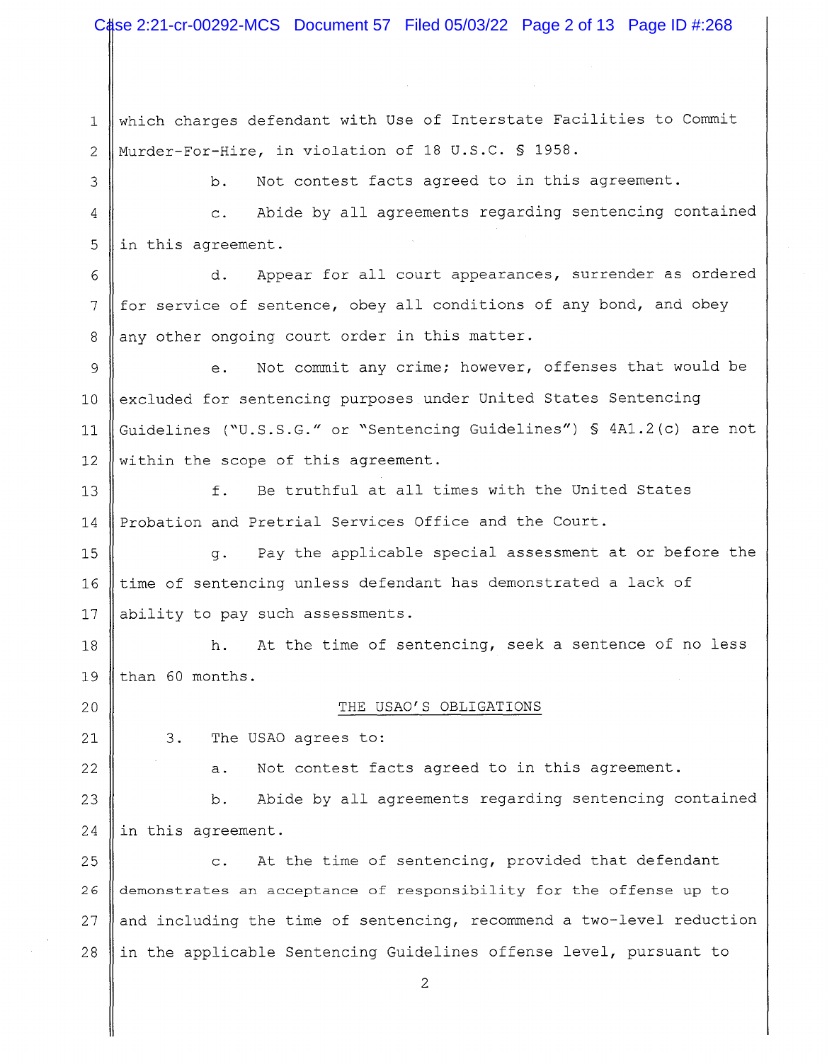which charges defendant with Use of Interstate Facilities to Commit Murder-For-Hire, in violation of 18 U.S.C. § 1958.

b. Not contest facts agreed to in this agreement.

c. Abide by all agreements regarding sentencing contained in this agreement.

d. Appear for all court appearances, surrender as ordered for service of sentence, obey all conditions of any bond, and obey any other ongoing court order in this matter.

e. Not commit any crime; however, offenses that would be excluded for sentencing purposes under United States Sentencing Guidelines ("U.S.S.G." or "Sentencing Guidelines") § 4A1.2(c) are not within the scope of this agreement.

f. Be truthful at all times with the United States Probation and Pretrial Services Office and the Court.

g. Pay the applicable special assessment at or before the time of sentencing unless defendant has demonstrated a lack of ability to pay such assessments.

h. At the time of sentencing, seek a sentence of no less than 60 months.

## THE USAO'S OBLIGATIONS

3. The USAO agrees to:

a. Not contest facts agreed to in this agreement.

b. Abide by all agreements regarding sentencing contained in this agreement.

c. At the time of sentencing, provided that defendant demonstrates an acceptance of responsibility for the offense up to and including the time of sentencing, recommend a two-level reduction in the applicable Sentencing Guidelines offense level, pursuant to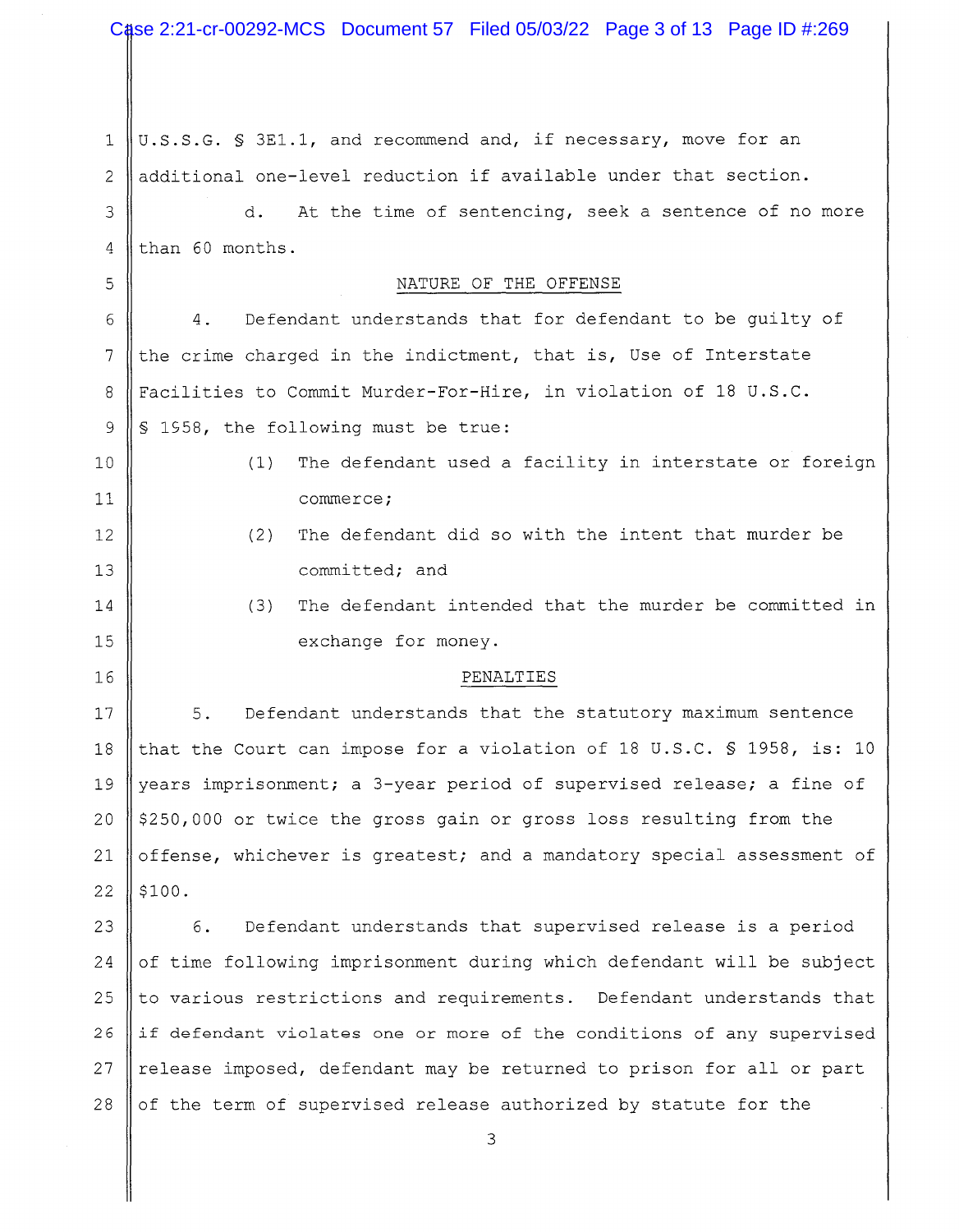U.S.S.G. § 3E1.1, and recommend and, if necessary, move for an additional one-level reduction if available under that section.

d. At the time of sentencing, seek a sentence of no more than 60 months.

## NATURE OF THE OFFENSE

4. Defendant understands that for defendant to be guilty of the crime charged in the indictment, that is, Use of Interstate Facilities to Commit Murder-For-Hire, in violation of 18 U.S.C. § 1958, the following must be true:

(1) The defendant used a facility in interstate or foreign commerce;

(2) The defendant did so with the intent that murder be committed; and

(3) The defendant intended that the murder be committed in exchange for money.

## PENALTIES

5. Defendant understands that the statutory maximum sentence that the Court can impose for a violation of 18 U.S.C. § 1958, is: 10 years imprisonment; a 3-year period of supervised release; a fine of $250,000 or twice the gross gain or gross loss resulting from the offense, whichever is greatest; and a mandatory special assessment of $100.

6. Defendant understands that supervised release is a period of time following imprisonment during which defendant will be subject to various restrictions and requirements. Defendant understands that if defendant violates one or more of the conditions of any supervised release imposed, defendant may be returned to prison for all or part of the term of supervised release authorized by statute for the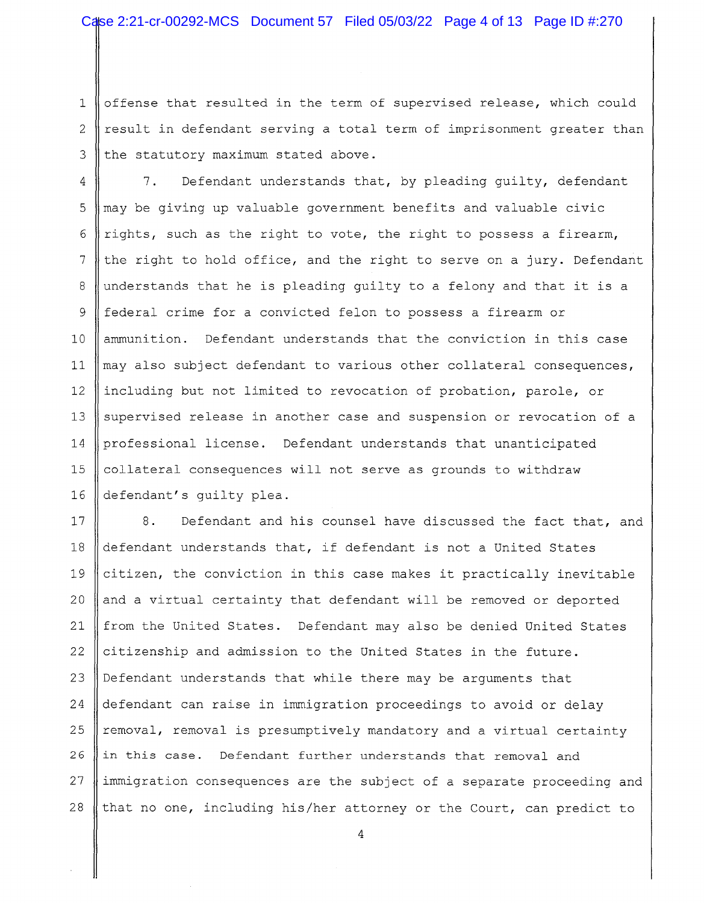offense that resulted in the term of supervised release, which could result in defendant serving a total term of imprisonment greater than the statutory maximum stated above.

7. Defendant understands that, by pleading guilty, defendant may be giving up valuable government benefits and valuable civic rights, such as the right to vote, the right to possess a firearm, the right to hold office, and the right to serve on a jury. Defendant understands that he is pleading guilty to a felony and that it is a federal crime for a convicted felon to possess a firearm or ammunition. Defendant understands that the conviction in this case may also subject defendant to various other collateral consequences, including but not limited to revocation of probation, parole, or supervised release in another case and suspension or revocation of a professional license. Defendant understands that unanticipated collateral consequences will not serve as grounds to withdraw defendant's guilty plea.

8. Defendant and his counsel have discussed the fact that, and defendant understands that, if defendant is not a United States citizen, the conviction in this case makes it practically inevitable and a virtual certainty that defendant will be removed or deported from the United States. Defendant may also be denied United States citizenship and admission to the United States in the future. Defendant understands that while there may be arguments that defendant can raise in immigration proceedings to avoid or delay removal, removal is presumptively mandatory and a virtual certainty in this case. Defendant further understands that removal and immigration consequences are the subject of a separate proceeding and that no one, including his/her attorney or the Court, can predict to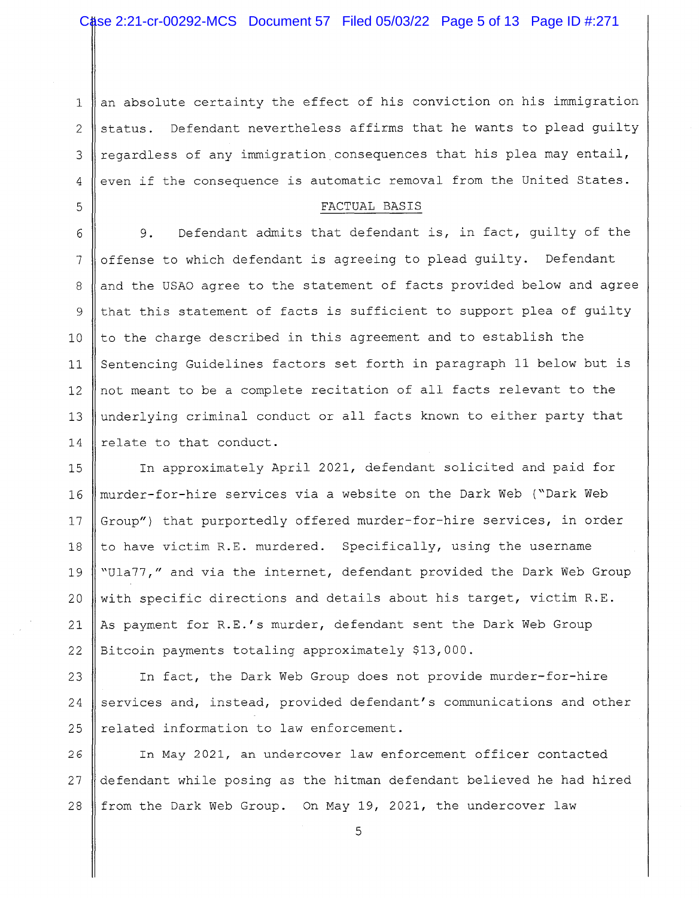an absolute certainty the effect of his conviction on his immigration status. Defendant nevertheless affirms that he wants to plead guilty regardless of any immigration consequences that his plea may entail, even if the consequence is automatic removal from the United States.

## FACTUAL BASIS

9. Defendant admits that defendant is, in fact, guilty of the offense to which defendant is agreeing to plead guilty. Defendant and the USAO agree to the statement of facts provided below and agree that this statement of facts is sufficient to support plea of guilty to the charge described in this agreement and to establish the Sentencing Guidelines factors set forth in paragraph 11 below but is not meant to be a complete recitation of all facts relevant to the underlying criminal conduct or all facts known to either party that relate to that conduct.

In approximately April 2021, defendant solicited and paid for murder-for-hire services via a website on the Dark Web ("Dark Web Group") that purportedly offered murder-for-hire services, in order to have victim R.E. murdered. Specifically, using the username "Ula77," and via the internet, defendant provided the Dark Web Group with specific directions and details about his target, victim R.E. As payment for R.E.'s murder, defendant sent the Dark Web Group Bitcoin payments totaling approximately $13,000.

In fact, the Dark Web Group does not provide murder-for-hire services and, instead, provided defendant's communications and other related information to law enforcement.

In May 2021, an undercover law enforcement officer contacted defendant while posing as the hitman defendant believed he had hired from the Dark Web Group. On May 19, 2021, the undercover law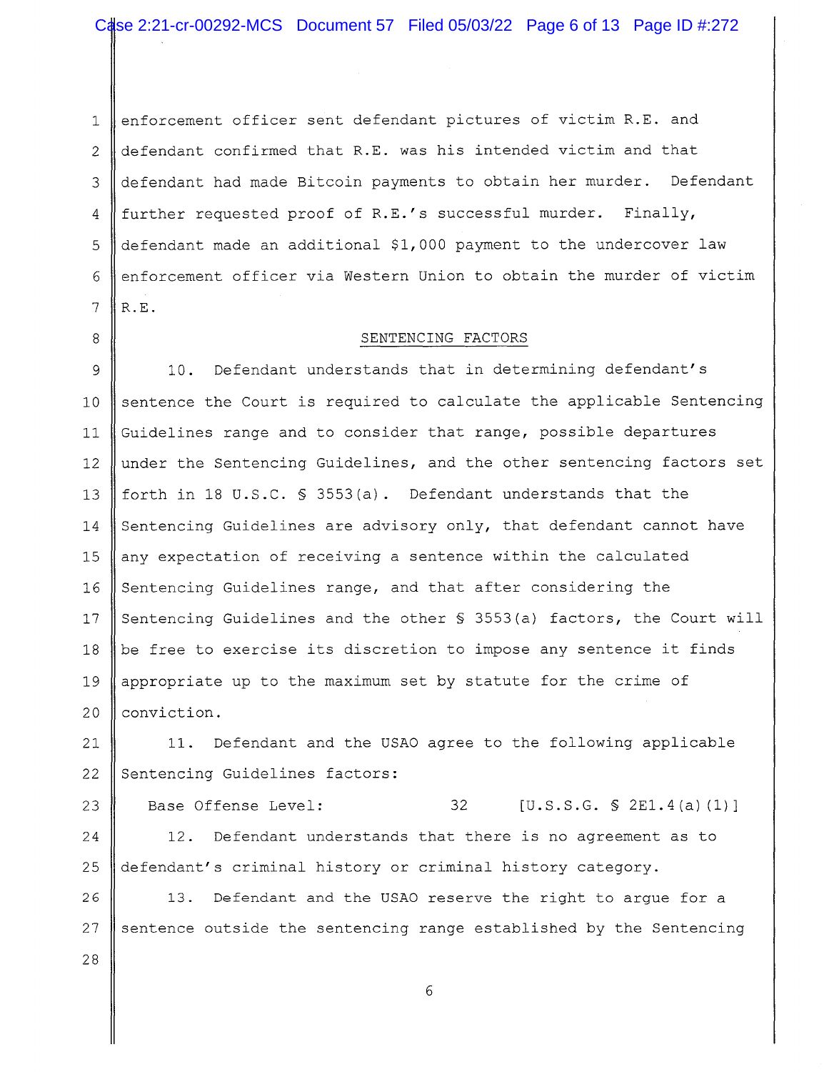enforcement officer sent defendant pictures of victim R.E. and defendant confirmed that R.E. was his intended victim and that defendant had made Bitcoin payments to obtain her murder. Defendant further requested proof of R.E.'s successful murder. Finally, defendant made an additional $1,000 payment to the undercover law enforcement officer via Western Union to obtain the murder of victim R.E.

## SENTENCING FACTORS

10. Defendant understands that in determining defendant's sentence the Court is required to calculate the applicable Sentencing Guidelines range and to consider that range, possible departures under the Sentencing Guidelines, and the other sentencing factors set forth in 18 U.S.C. § 3553(a). Defendant understands that the Sentencing Guidelines are advisory only, that defendant cannot have any expectation of receiving a sentence within the calculated Sentencing Guidelines range, and that after considering the Sentencing Guidelines and the other § 3553(a) factors, the Court will be free to exercise its discretion to impose any sentence it finds appropriate up to the maximum set by statute for the crime of conviction.

11. Defendant and the USAO agree to the following applicable Sentencing Guidelines factors:

| | | |
|---|---|---|
| Base Offense Level: | 32 | [U.S.S.G. § 2E1.4(a)(1)] |

12. Defendant understands that there is no agreement as to defendant's criminal history or criminal history category.

13. Defendant and the USAO reserve the right to argue for a sentence outside the sentencing range established by the Sentencing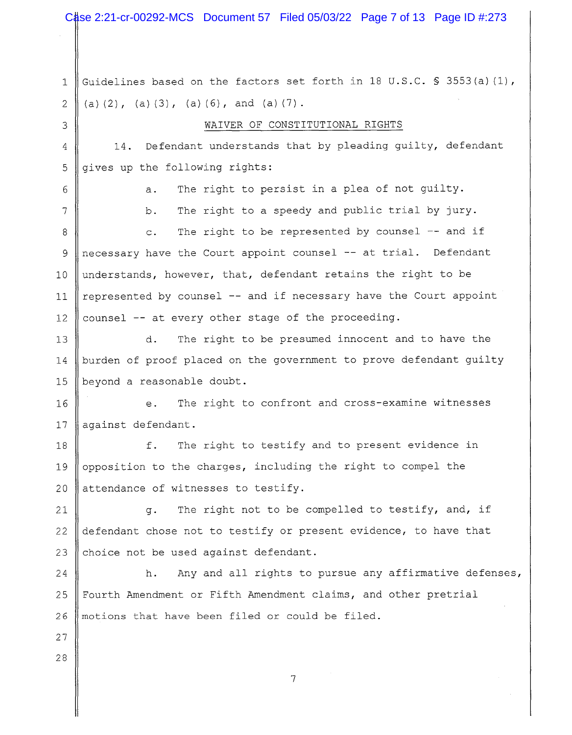Guidelines based on the factors set forth in 18 U.S.C. § 3553(a)(1), (a)(2), (a)(3), (a)(6), and (a)(7).

## WAIVER OF CONSTITUTIONAL RIGHTS

14. Defendant understands that by pleading guilty, defendant gives up the following rights:

a. The right to persist in a plea of not guilty.

b. The right to a speedy and public trial by jury.

c. The right to be represented by counsel -- and if necessary have the Court appoint counsel -- at trial. Defendant understands, however, that, defendant retains the right to be represented by counsel -- and if necessary have the Court appoint counsel -- at every other stage of the proceeding.

d. The right to be presumed innocent and to have the burden of proof placed on the government to prove defendant guilty beyond a reasonable doubt.

e. The right to confront and cross-examine witnesses against defendant.

f. The right to testify and to present evidence in opposition to the charges, including the right to compel the attendance of witnesses to testify.

g. The right not to be compelled to testify, and, if defendant chose not to testify or present evidence, to have that choice not be used against defendant.

h. Any and all rights to pursue any affirmative defenses, Fourth Amendment or Fifth Amendment claims, and other pretrial motions that have been filed or could be filed.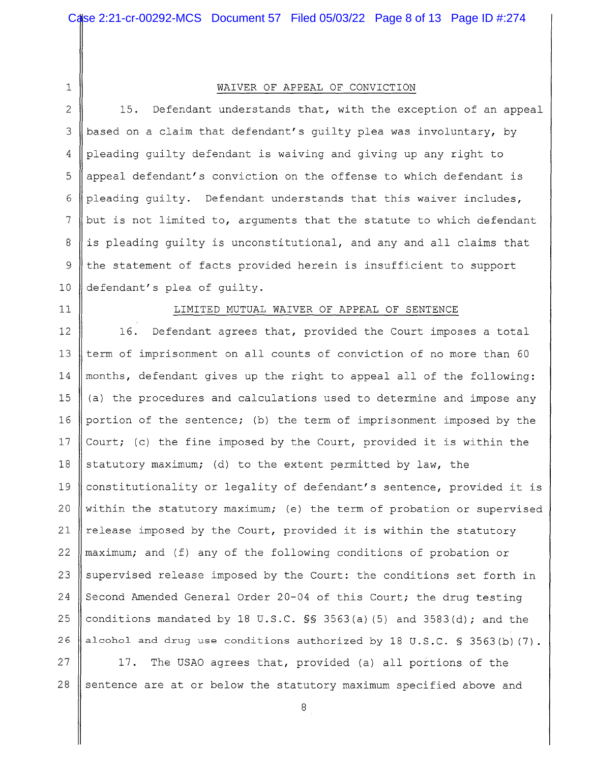## WAIVER OF APPEAL OF CONVICTION

15. Defendant understands that, with the exception of an appeal based on a claim that defendant's guilty plea was involuntary, by pleading guilty defendant is waiving and giving up any right to appeal defendant's conviction on the offense to which defendant is pleading guilty. Defendant understands that this waiver includes, but is not limited to, arguments that the statute to which defendant is pleading guilty is unconstitutional, and any and all claims that the statement of facts provided herein is insufficient to support defendant's plea of guilty.

## LIMITED MUTUAL WAIVER OF APPEAL OF SENTENCE

16. Defendant agrees that, provided the Court imposes a total term of imprisonment on all counts of conviction of no more than 60 months, defendant gives up the right to appeal all of the following: (a) the procedures and calculations used to determine and impose any portion of the sentence; (b) the term of imprisonment imposed by the Court; (c) the fine imposed by the Court, provided it is within the statutory maximum; (d) to the extent permitted by law, the constitutionality or legality of defendant's sentence, provided it is within the statutory maximum; (e) the term of probation or supervised release imposed by the Court, provided it is within the statutory maximum; and (f) any of the following conditions of probation or supervised release imposed by the Court: the conditions set forth in Second Amended General Order 20-04 of this Court; the drug testing conditions mandated by 18 U.S.C. §§ 3563(a)(5) and 3583(d); and the alcohol and drug use conditions authorized by 18 U.S.C. § 3563(b)(7).

17. The USAO agrees that, provided (a) all portions of the sentence are at or below the statutory maximum specified above and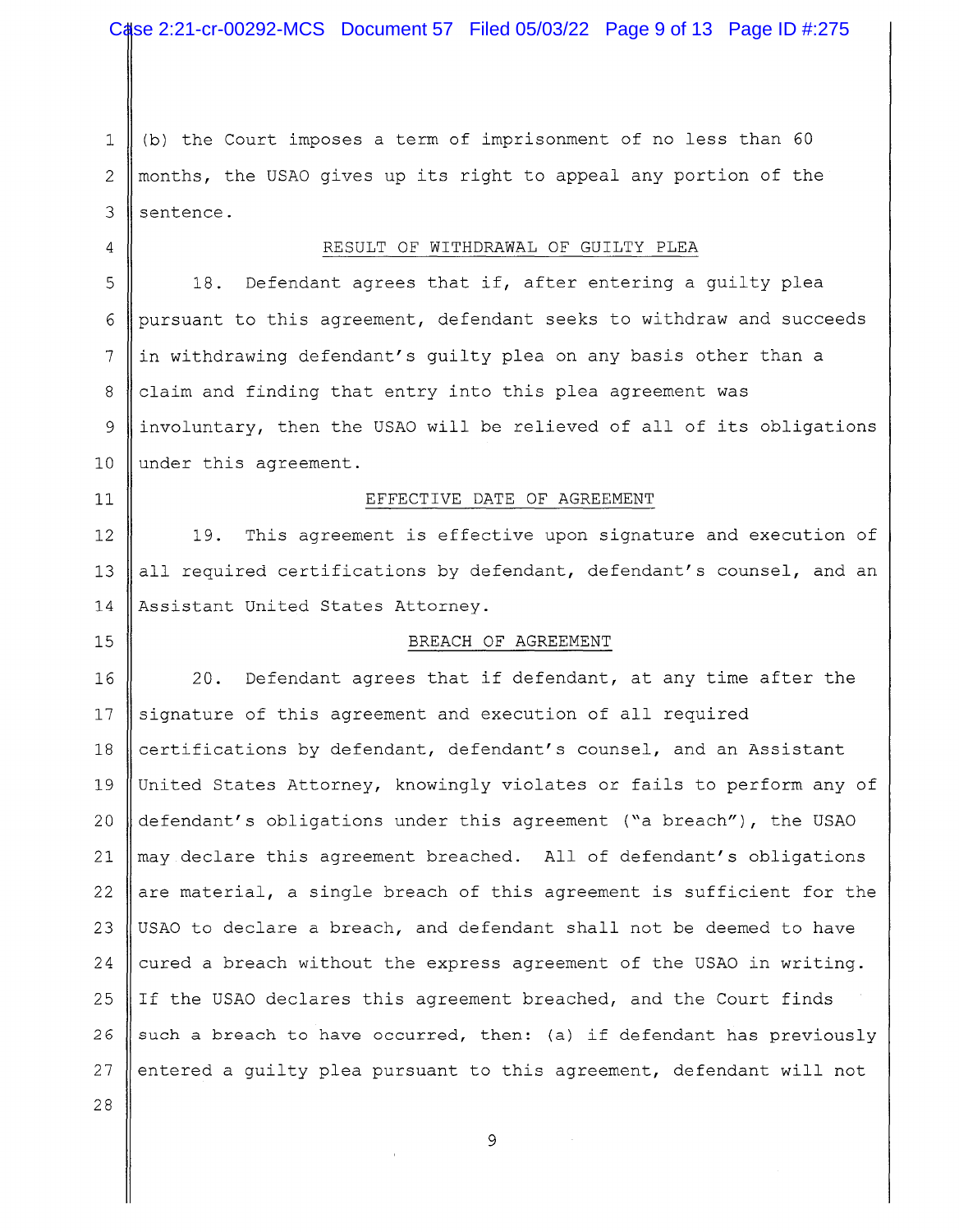(b) the Court imposes a term of imprisonment of no less than 60 months, the USAO gives up its right to appeal any portion of the sentence.

## RESULT OF WITHDRAWAL OF GUILTY PLEA

18. Defendant agrees that if, after entering a guilty plea pursuant to this agreement, defendant seeks to withdraw and succeeds in withdrawing defendant's guilty plea on any basis other than a claim and finding that entry into this plea agreement was involuntary, then the USAO will be relieved of all of its obligations under this agreement.

## EFFECTIVE DATE OF AGREEMENT

19. This agreement is effective upon signature and execution of all required certifications by defendant, defendant's counsel, and an Assistant United States Attorney.

## BREACH OF AGREEMENT

20. Defendant agrees that if defendant, at any time after the signature of this agreement and execution of all required certifications by defendant, defendant's counsel, and an Assistant United States Attorney, knowingly violates or fails to perform any of defendant's obligations under this agreement ("a breach"), the USAO may declare this agreement breached. All of defendant's obligations are material, a single breach of this agreement is sufficient for the USAO to declare a breach, and defendant shall not be deemed to have cured a breach without the express agreement of the USAO in writing. If the USAO declares this agreement breached, and the Court finds such a breach to have occurred, then: (a) if defendant has previously entered a guilty plea pursuant to this agreement, defendant will not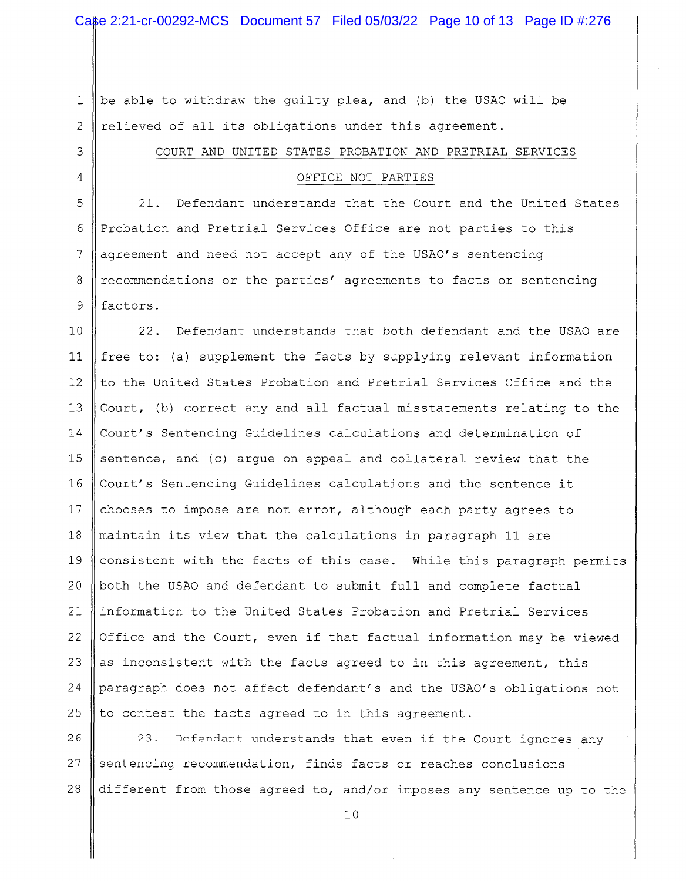be able to withdraw the guilty plea, and (b) the USAO will be relieved of all its obligations under this agreement.

## COURT AND UNITED STATES PROBATION AND PRETRIAL SERVICES OFFICE NOT PARTIES

21. Defendant understands that the Court and the United States Probation and Pretrial Services Office are not parties to this agreement and need not accept any of the USAO's sentencing recommendations or the parties' agreements to facts or sentencing factors.

22. Defendant understands that both defendant and the USAO are free to: (a) supplement the facts by supplying relevant information to the United States Probation and Pretrial Services Office and the Court, (b) correct any and all factual misstatements relating to the Court's Sentencing Guidelines calculations and determination of sentence, and (c) argue on appeal and collateral review that the Court's Sentencing Guidelines calculations and the sentence it chooses to impose are not error, although each party agrees to maintain its view that the calculations in paragraph 11 are consistent with the facts of this case. While this paragraph permits both the USAO and defendant to submit full and complete factual information to the United States Probation and Pretrial Services Office and the Court, even if that factual information may be viewed as inconsistent with the facts agreed to in this agreement, this paragraph does not affect defendant's and the USAO's obligations not to contest the facts agreed to in this agreement.

23. Defendant understands that even if the Court ignores any sentencing recommendation, finds facts or reaches conclusions different from those agreed to, and/or imposes any sentence up to the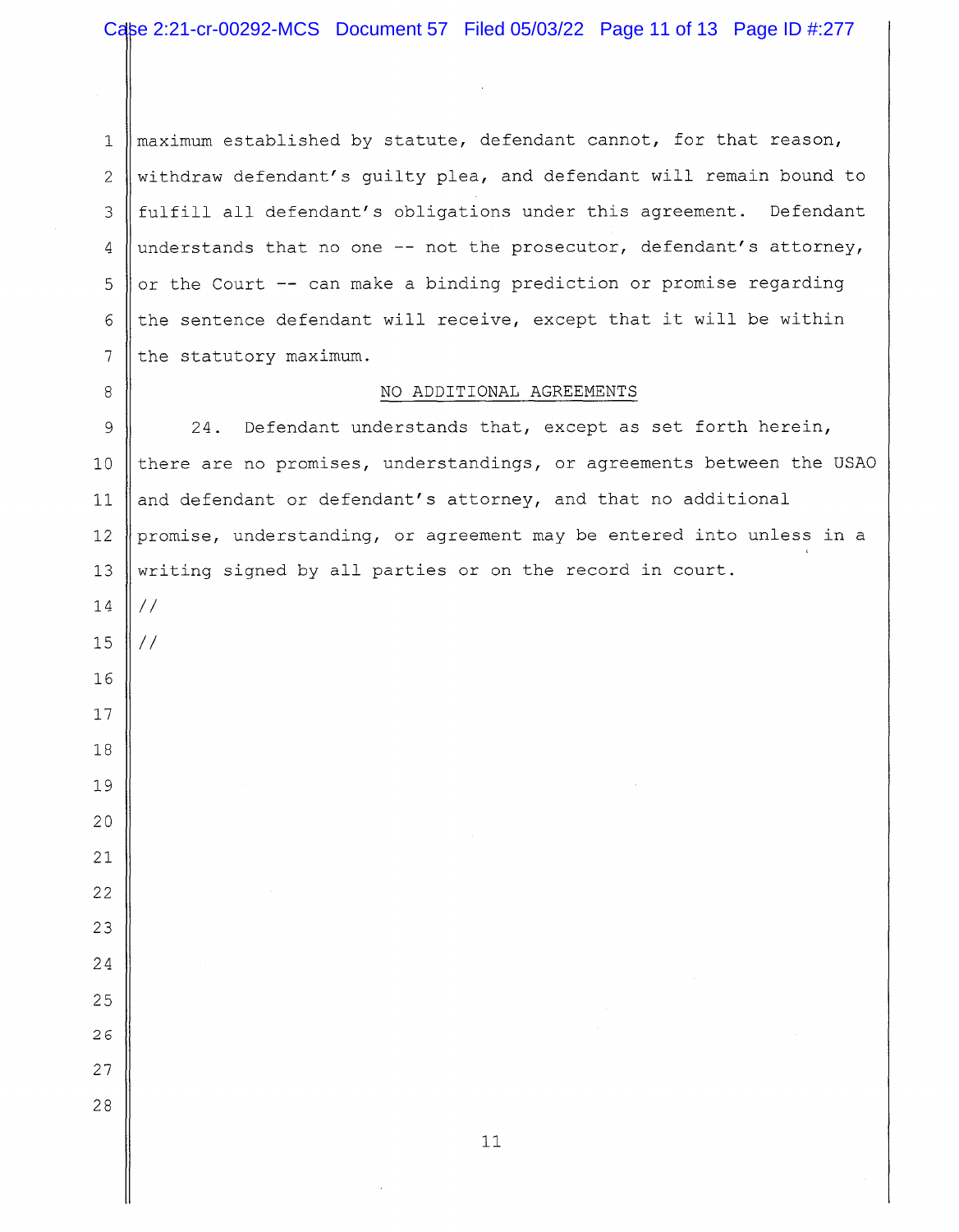maximum established by statute, defendant cannot, for that reason, withdraw defendant's guilty plea, and defendant will remain bound to fulfill all defendant's obligations under this agreement. Defendant understands that no one -- not the prosecutor, defendant's attorney, or the Court -- can make a binding prediction or promise regarding the sentence defendant will receive, except that it will be within the statutory maximum.

## NO ADDITIONAL AGREEMENTS

24. Defendant understands that, except as set forth herein, there are no promises, understandings, or agreements between the USAO and defendant or defendant's attorney, and that no additional promise, understanding, or agreement may be entered into unless in a writing signed by all parties or on the record in court.

//

//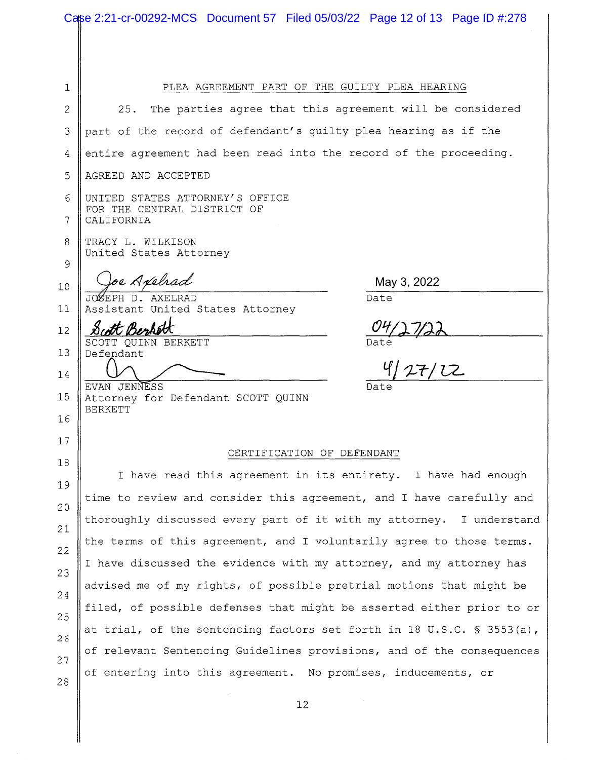## PLEA AGREEMENT PART OF THE GUILTY PLEA HEARING

25. The parties agree that this agreement will be considered part of the record of defendant's guilty plea hearing as if the entire agreement had been read into the record of the proceeding.

AGREED AND ACCEPTED

UNITED STATES ATTORNEY'S OFFICE
FOR THE CENTRAL DISTRICT OF
CALIFORNIA

TRACY L. WILKISON
United States Attorney

*Joe Axelrad*
JOSEPH D. AXELRAD
Assistant United States Attorney
Date: May 3, 2022

*Scott Berkett*
SCOTT QUINN BERKETT
Defendant
Date: 04/27/22

*[signature]*
EVAN JENNESS
Attorney for Defendant SCOTT QUINN BERKETT
Date: 4/27/22

## CERTIFICATION OF DEFENDANT

I have read this agreement in its entirety. I have had enough time to review and consider this agreement, and I have carefully and thoroughly discussed every part of it with my attorney. I understand the terms of this agreement, and I voluntarily agree to those terms. I have discussed the evidence with my attorney, and my attorney has advised me of my rights, of possible pretrial motions that might be filed, of possible defenses that might be asserted either prior to or at trial, of the sentencing factors set forth in 18 U.S.C. § 3553(a), of relevant Sentencing Guidelines provisions, and of the consequences of entering into this agreement. No promises, inducements, or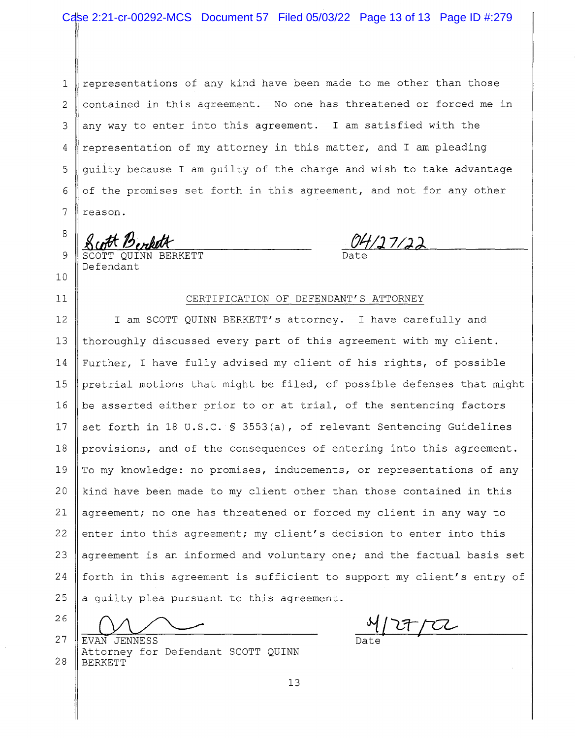representations of any kind have been made to me other than those contained in this agreement. No one has threatened or forced me in any way to enter into this agreement. I am satisfied with the representation of my attorney in this matter, and I am pleading guilty because I am guilty of the charge and wish to take advantage of the promises set forth in this agreement, and not for any other reason.

Scott Berkett
SCOTT QUINN BERKETT
Defendant

04/27/22
Date

## CERTIFICATION OF DEFENDANT'S ATTORNEY

I am SCOTT QUINN BERKETT's attorney. I have carefully and thoroughly discussed every part of this agreement with my client. Further, I have fully advised my client of his rights, of possible pretrial motions that might be filed, of possible defenses that might be asserted either prior to or at trial, of the sentencing factors set forth in 18 U.S.C. § 3553(a), of relevant Sentencing Guidelines provisions, and of the consequences of entering into this agreement. To my knowledge: no promises, inducements, or representations of any kind have been made to my client other than those contained in this agreement; no one has threatened or forced my client in any way to enter into this agreement; my client's decision to enter into this agreement is an informed and voluntary one; and the factual basis set forth in this agreement is sufficient to support my client's entry of a guilty plea pursuant to this agreement.

EVAN JENNESS
Attorney for Defendant SCOTT QUINN BERKETT

4/27/22
Date